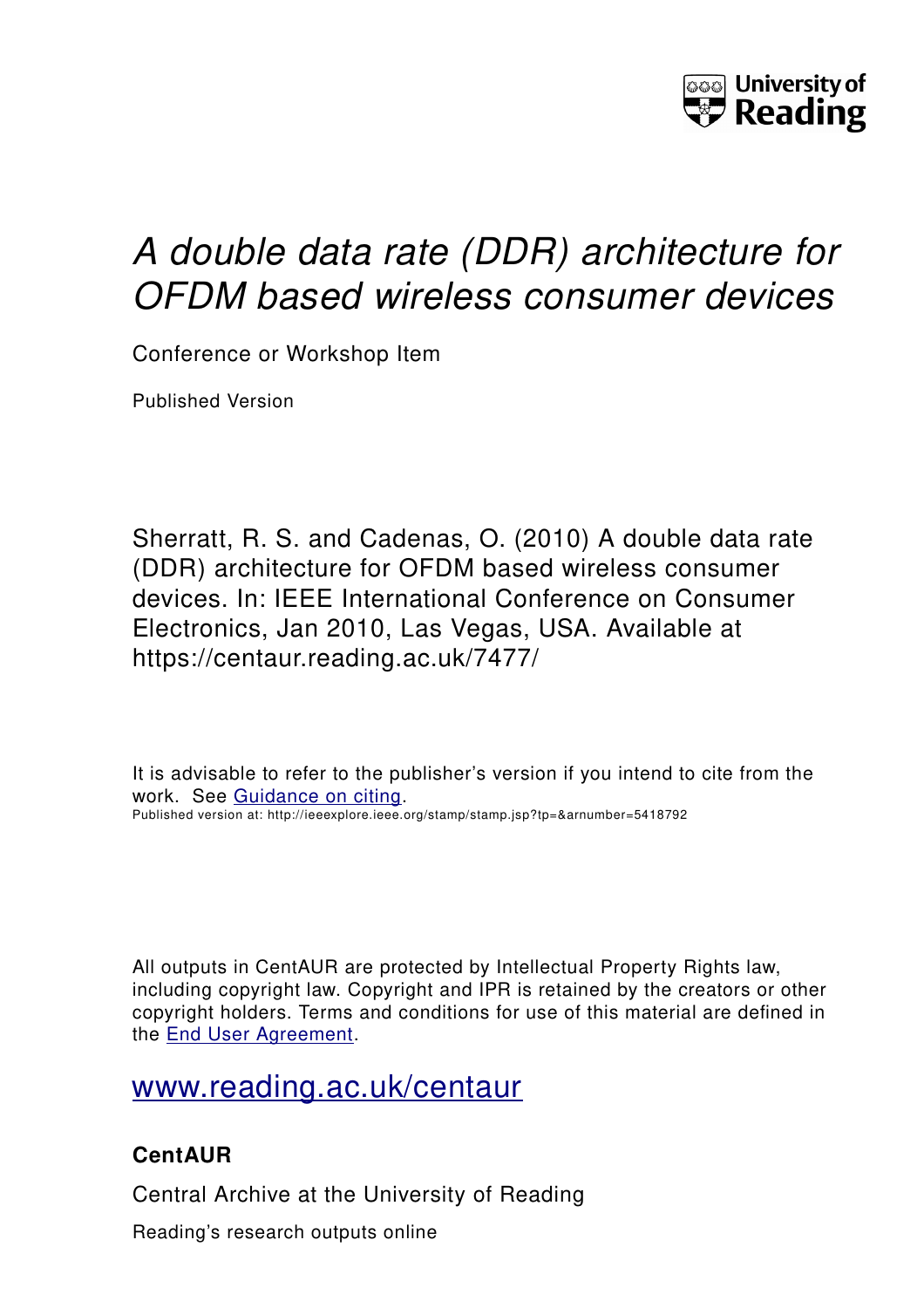University of Reading

# *A double data rate (DDR) architecture for OFDM based wireless consumer devices*

Conference or Workshop Item

Published Version

Sherratt, R. S. and Cadenas, O. (2010) A double data rate (DDR) architecture for OFDM based wireless consumer devices. In: IEEE International Conference on Consumer Electronics, Jan 2010, Las Vegas, USA. Available at https://centaur.reading.ac.uk/7477/

It is advisable to refer to the publisher's version if you intend to cite from the work. See Guidance on citing.
Published version at: http://ieeexplore.ieee.org/stamp/stamp.jsp?tp=&arnumber=5418792

All outputs in CentAUR are protected by Intellectual Property Rights law, including copyright law. Copyright and IPR is retained by the creators or other copyright holders. Terms and conditions for use of this material are defined in the End User Agreement.

www.reading.ac.uk/centaur

**CentAUR**

Central Archive at the University of Reading

Reading's research outputs online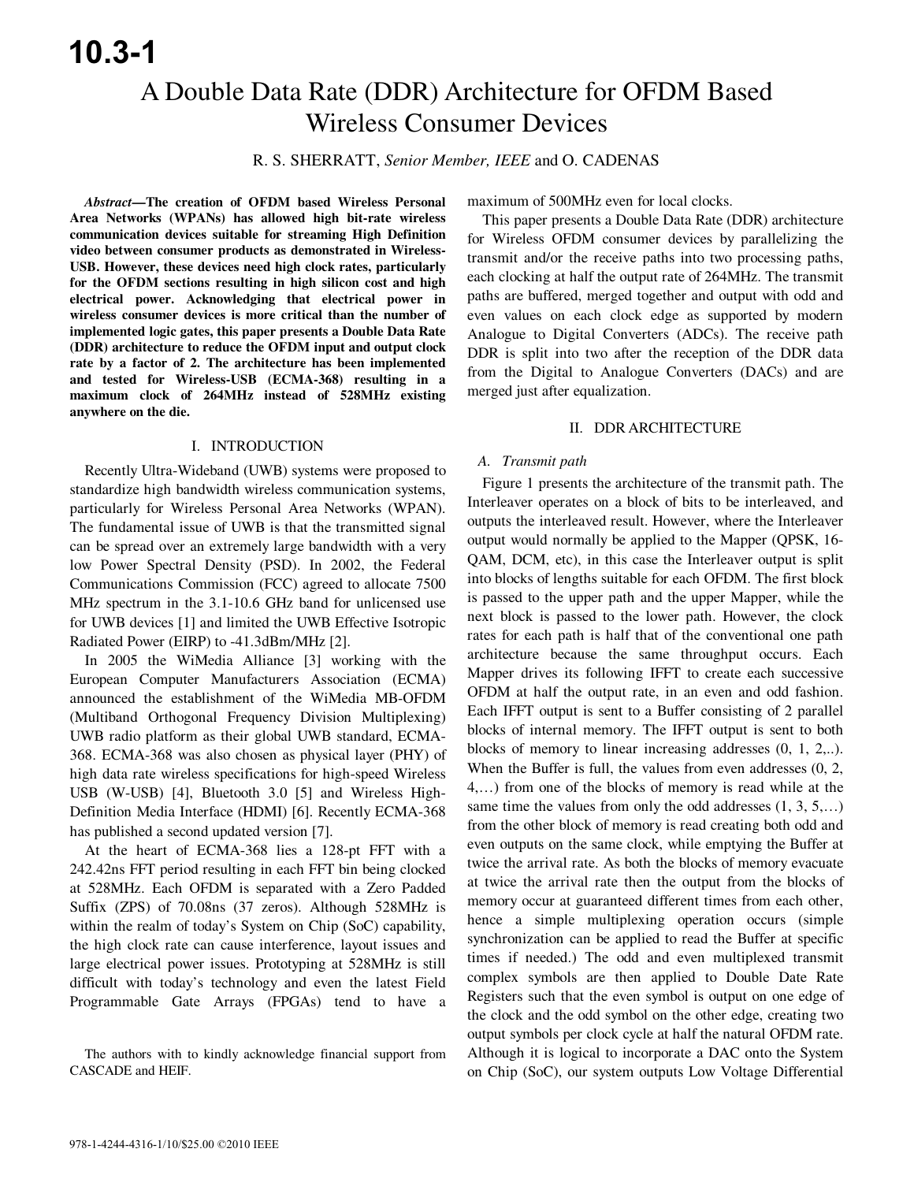# A Double Data Rate (DDR) Architecture for OFDM Based Wireless Consumer Devices

R. S. SHERRATT, *Senior Member, IEEE* and O. CADENAS

***Abstract*—The creation of OFDM based Wireless Personal Area Networks (WPANs) has allowed high bit-rate wireless communication devices suitable for streaming High Definition video between consumer products as demonstrated in Wireless-USB. However, these devices need high clock rates, particularly for the OFDM sections resulting in high silicon cost and high electrical power. Acknowledging that electrical power in wireless consumer devices is more critical than the number of implemented logic gates, this paper presents a Double Data Rate (DDR) architecture to reduce the OFDM input and output clock rate by a factor of 2. The architecture has been implemented and tested for Wireless-USB (ECMA-368) resulting in a maximum clock of 264MHz instead of 528MHz existing anywhere on the die.**

## I. INTRODUCTION

Recently Ultra-Wideband (UWB) systems were proposed to standardize high bandwidth wireless communication systems, particularly for Wireless Personal Area Networks (WPAN). The fundamental issue of UWB is that the transmitted signal can be spread over an extremely large bandwidth with a very low Power Spectral Density (PSD). In 2002, the Federal Communications Commission (FCC) agreed to allocate 7500 MHz spectrum in the 3.1-10.6 GHz band for unlicensed use for UWB devices [1] and limited the UWB Effective Isotropic Radiated Power (EIRP) to -41.3dBm/MHz [2].

In 2005 the WiMedia Alliance [3] working with the European Computer Manufacturers Association (ECMA) announced the establishment of the WiMedia MB-OFDM (Multiband Orthogonal Frequency Division Multiplexing) UWB radio platform as their global UWB standard, ECMA-368. ECMA-368 was also chosen as physical layer (PHY) of high data rate wireless specifications for high-speed Wireless USB (W-USB) [4], Bluetooth 3.0 [5] and Wireless High-Definition Media Interface (HDMI) [6]. Recently ECMA-368 has published a second updated version [7].

At the heart of ECMA-368 lies a 128-pt FFT with a 242.42ns FFT period resulting in each FFT bin being clocked at 528MHz. Each OFDM is separated with a Zero Padded Suffix (ZPS) of 70.08ns (37 zeros). Although 528MHz is within the realm of today's System on Chip (SoC) capability, the high clock rate can cause interference, layout issues and large electrical power issues. Prototyping at 528MHz is still difficult with today's technology and even the latest Field Programmable Gate Arrays (FPGAs) tend to have a maximum of 500MHz even for local clocks.

This paper presents a Double Data Rate (DDR) architecture for Wireless OFDM consumer devices by parallelizing the transmit and/or the receive paths into two processing paths, each clocking at half the output rate of 264MHz. The transmit paths are buffered, merged together and output with odd and even values on each clock edge as supported by modern Analogue to Digital Converters (ADCs). The receive path DDR is split into two after the reception of the DDR data from the Digital to Analogue Converters (DACs) and are merged just after equalization.

## II. DDR ARCHITECTURE

### *A. Transmit path*

Figure 1 presents the architecture of the transmit path. The Interleaver operates on a block of bits to be interleaved, and outputs the interleaved result. However, where the Interleaver output would normally be applied to the Mapper (QPSK, 16-QAM, DCM, etc), in this case the Interleaver output is split into blocks of lengths suitable for each OFDM. The first block is passed to the upper path and the upper Mapper, while the next block is passed to the lower path. However, the clock rates for each path is half that of the conventional one path architecture because the same throughput occurs. Each Mapper drives its following IFFT to create each successive OFDM at half the output rate, in an even and odd fashion. Each IFFT output is sent to a Buffer consisting of 2 parallel blocks of internal memory. The IFFT output is sent to both blocks of memory to linear increasing addresses (0, 1, 2,..). When the Buffer is full, the values from even addresses (0, 2, 4,…) from one of the blocks of memory is read while at the same time the values from only the odd addresses (1, 3, 5,…) from the other block of memory is read creating both odd and even outputs on the same clock, while emptying the Buffer at twice the arrival rate. As both the blocks of memory evacuate at twice the arrival rate then the output from the blocks of memory occur at guaranteed different times from each other, hence a simple multiplexing operation occurs (simple synchronization can be applied to read the Buffer at specific times if needed.) The odd and even multiplexed transmit complex symbols are then applied to Double Date Rate Registers such that the even symbol is output on one edge of the clock and the odd symbol on the other edge, creating two output symbols per clock cycle at half the natural OFDM rate. Although it is logical to incorporate a DAC onto the System on Chip (SoC), our system outputs Low Voltage Differential

The authors with to kindly acknowledge financial support from CASCADE and HEIF.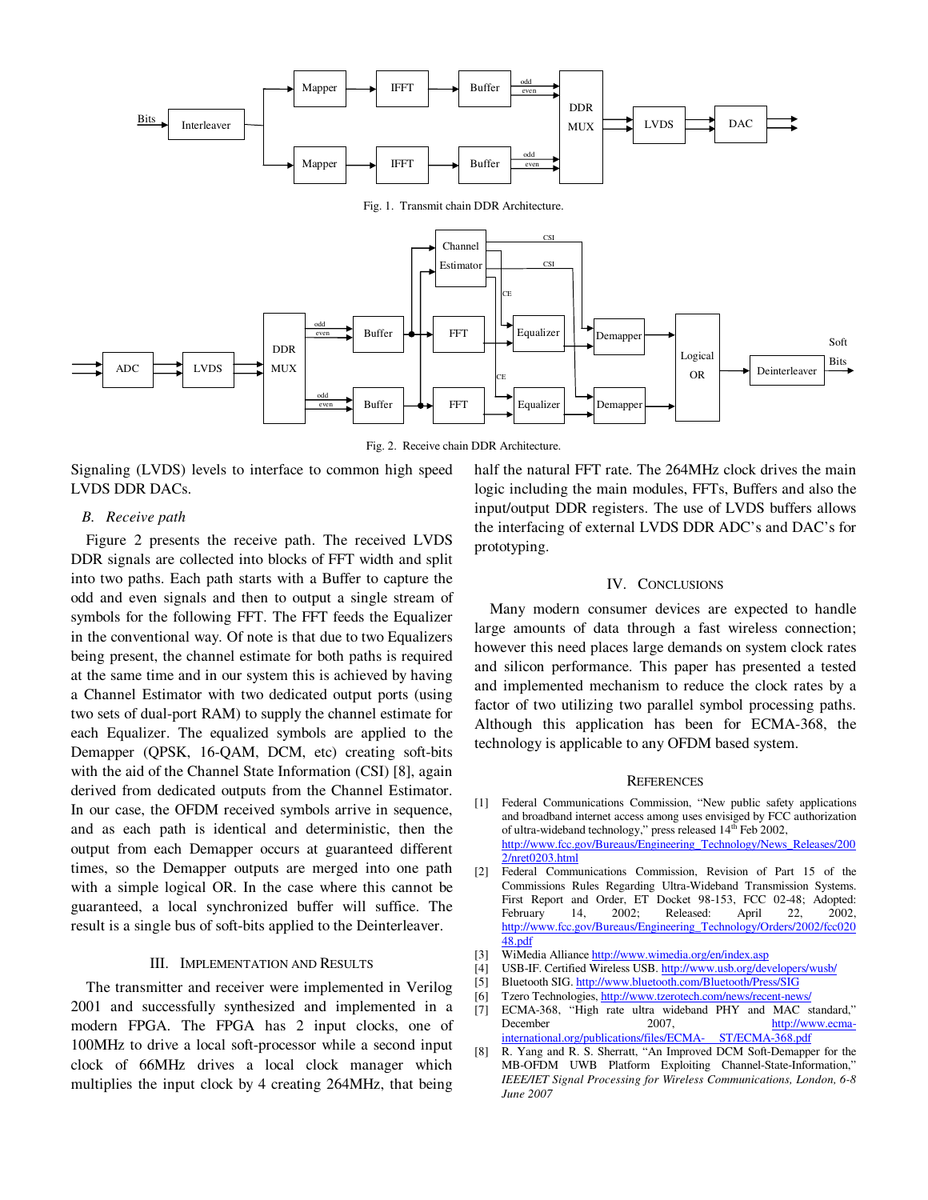Bits

Interleaver

Mapper

IFFT

Buffer

odd

even

Mapper

IFFT

Buffer

odd

even

DDR

MUX

LVDS

DAC

Fig. 1. Transmit chain DDR Architecture.

ADC

LVDS

DDR

MUX

odd

even

odd

even

Buffer

Buffer

FFT

FFT

Channel

Estimator

CSI

CSI

CE

CE

Equalizer

Equalizer

Demapper

Demapper

Logical

OR

Deinterleaver

Soft

Bits

Fig. 2. Receive chain DDR Architecture.

Signaling (LVDS) levels to interface to common high speed LVDS DDR DACs.

### B. Receive path

Figure 2 presents the receive path. The received LVDS DDR signals are collected into blocks of FFT width and split into two paths. Each path starts with a Buffer to capture the odd and even signals and then to output a single stream of symbols for the following FFT. The FFT feeds the Equalizer in the conventional way. Of note is that due to two Equalizers being present, the channel estimate for both paths is required at the same time and in our system this is achieved by having a Channel Estimator with two dedicated output ports (using two sets of dual-port RAM) to supply the channel estimate for each Equalizer. The equalized symbols are applied to the Demapper (QPSK, 16-QAM, DCM, etc) creating soft-bits with the aid of the Channel State Information (CSI) [8], again derived from dedicated outputs from the Channel Estimator. In our case, the OFDM received symbols arrive in sequence, and as each path is identical and deterministic, then the output from each Demapper occurs at guaranteed different times, so the Demapper outputs are merged into one path with a simple logical OR. In the case where this cannot be guaranteed, a local synchronized buffer will suffice. The result is a single bus of soft-bits applied to the Deinterleaver.

## III. Implementation and Results

The transmitter and receiver were implemented in Verilog 2001 and successfully synthesized and implemented in a modern FPGA. The FPGA has 2 input clocks, one of 100MHz to drive a local soft-processor while a second input clock of 66MHz drives a local clock manager which multiplies the input clock by 4 creating 264MHz, that being half the natural FFT rate. The 264MHz clock drives the main logic including the main modules, FFTs, Buffers and also the input/output DDR registers. The use of LVDS buffers allows the interfacing of external LVDS DDR ADC's and DAC's for prototyping.

## IV. Conclusions

Many modern consumer devices are expected to handle large amounts of data through a fast wireless connection; however this need places large demands on system clock rates and silicon performance. This paper has presented a tested and implemented mechanism to reduce the clock rates by a factor of two utilizing two parallel symbol processing paths. Although this application has been for ECMA-368, the technology is applicable to any OFDM based system.

## References

[1] Federal Communications Commission, "New public safety applications and broadband internet access among uses envisaged by FCC authorization of ultra-wideband technology," press released 14th Feb 2002, http://www.fcc.gov/Bureaus/Engineering_Technology/News_Releases/2002/nret0203.html

[2] Federal Communications Commission, Revision of Part 15 of the Commissions Rules Regarding Ultra-Wideband Transmission Systems. First Report and Order, ET Docket 98-153, FCC 02-48; Adopted: February 14, 2002; Released: April 22, 2002, http://www.fcc.gov/Bureaus/Engineering_Technology/Orders/2002/fcc02048.pdf

[3] WiMedia Alliance http://www.wimedia.org/en/index.asp

[4] USB-IF. Certified Wireless USB. http://www.usb.org/developers/wusb/

[5] Bluetooth SIG. http://www.bluetooth.com/Bluetooth/Press/SIG

[6] Tzero Technologies, http://www.tzerotech.com/news/recent-news/

[7] ECMA-368, "High rate ultra wideband PHY and MAC standard," December 2007, http://www.ecma-international.org/publications/files/ECMA-ST/ECMA-368.pdf

[8] R. Yang and R. S. Sherratt, "An Improved DCM Soft-Demapper for the MB-OFDM UWB Platform Exploiting Channel-State-Information," *IEEE/IET Signal Processing for Wireless Communications, London, 6-8 June 2007*